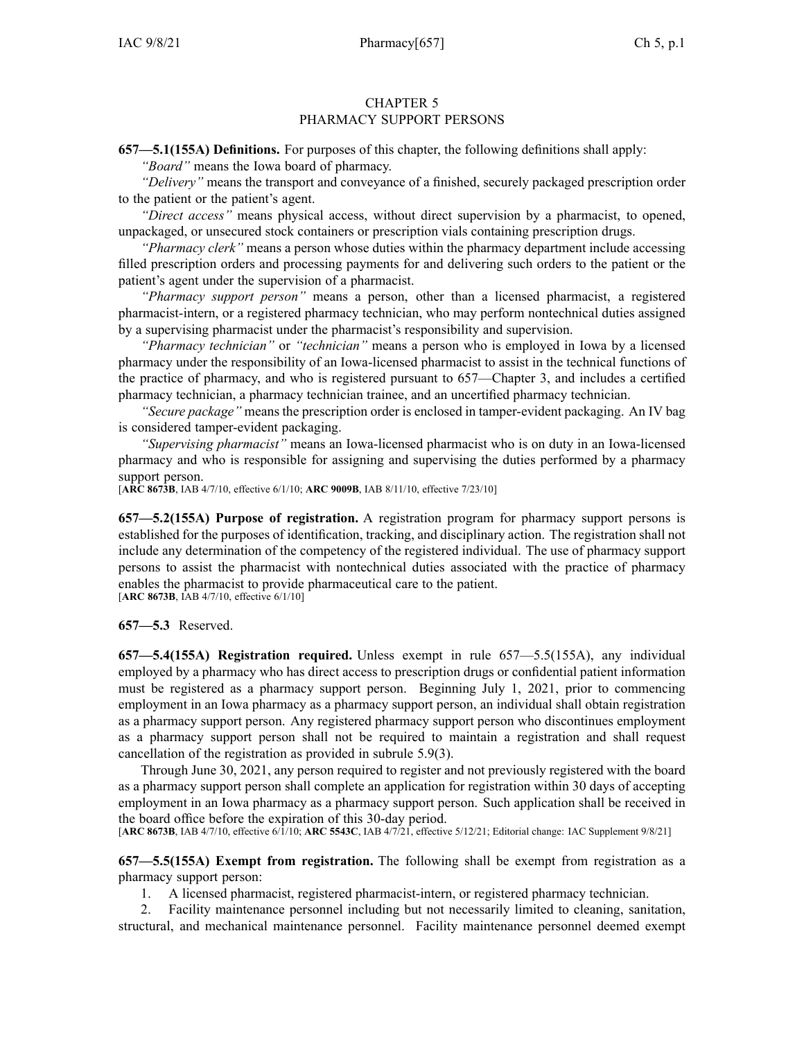# CHAPTER 5
## PHARMACY SUPPORT PERSONS

**657—5.1(155A) Definitions.** For purposes of this chapter, the following definitions shall apply:

*"Board"* means the Iowa board of pharmacy.

*"Delivery"* means the transport and conveyance of a finished, securely packaged prescription order to the patient or the patient's agent.

*"Direct access"* means physical access, without direct supervision by a pharmacist, to opened, unpackaged, or unsecured stock containers or prescription vials containing prescription drugs.

*"Pharmacy clerk"* means a person whose duties within the pharmacy department include accessing filled prescription orders and processing payments for and delivering such orders to the patient or the patient's agent under the supervision of a pharmacist.

*"Pharmacy support person"* means a person, other than a licensed pharmacist, a registered pharmacist-intern, or a registered pharmacy technician, who may perform nontechnical duties assigned by a supervising pharmacist under the pharmacist's responsibility and supervision.

*"Pharmacy technician"* or *"technician"* means a person who is employed in Iowa by a licensed pharmacy under the responsibility of an Iowa-licensed pharmacist to assist in the technical functions of the practice of pharmacy, and who is registered pursuant to 657—Chapter 3, and includes a certified pharmacy technician, a pharmacy technician trainee, and an uncertified pharmacy technician.

*"Secure package"* means the prescription order is enclosed in tamper-evident packaging. An IV bag is considered tamper-evident packaging.

*"Supervising pharmacist"* means an Iowa-licensed pharmacist who is on duty in an Iowa-licensed pharmacy and who is responsible for assigning and supervising the duties performed by a pharmacy support person.

[**ARC 8673B**, IAB 4/7/10, effective 6/1/10; **ARC 9009B**, IAB 8/11/10, effective 7/23/10]

**657—5.2(155A) Purpose of registration.** A registration program for pharmacy support persons is established for the purposes of identification, tracking, and disciplinary action. The registration shall not include any determination of the competency of the registered individual. The use of pharmacy support persons to assist the pharmacist with nontechnical duties associated with the practice of pharmacy enables the pharmacist to provide pharmaceutical care to the patient.

[**ARC 8673B**, IAB 4/7/10, effective 6/1/10]

**657—5.3** Reserved.

**657—5.4(155A) Registration required.** Unless exempt in rule 657—5.5(155A), any individual employed by a pharmacy who has direct access to prescription drugs or confidential patient information must be registered as a pharmacy support person. Beginning July 1, 2021, prior to commencing employment in an Iowa pharmacy as a pharmacy support person, an individual shall obtain registration as a pharmacy support person. Any registered pharmacy support person who discontinues employment as a pharmacy support person shall not be required to maintain a registration and shall request cancellation of the registration as provided in subrule 5.9(3).

Through June 30, 2021, any person required to register and not previously registered with the board as a pharmacy support person shall complete an application for registration within 30 days of accepting employment in an Iowa pharmacy as a pharmacy support person. Such application shall be received in the board office before the expiration of this 30-day period.

[**ARC 8673B**, IAB 4/7/10, effective 6/1/10; **ARC 5543C**, IAB 4/7/21, effective 5/12/21; Editorial change: IAC Supplement 9/8/21]

**657—5.5(155A) Exempt from registration.** The following shall be exempt from registration as a pharmacy support person:

1. A licensed pharmacist, registered pharmacist-intern, or registered pharmacy technician.
2. Facility maintenance personnel including but not necessarily limited to cleaning, sanitation, structural, and mechanical maintenance personnel. Facility maintenance personnel deemed exempt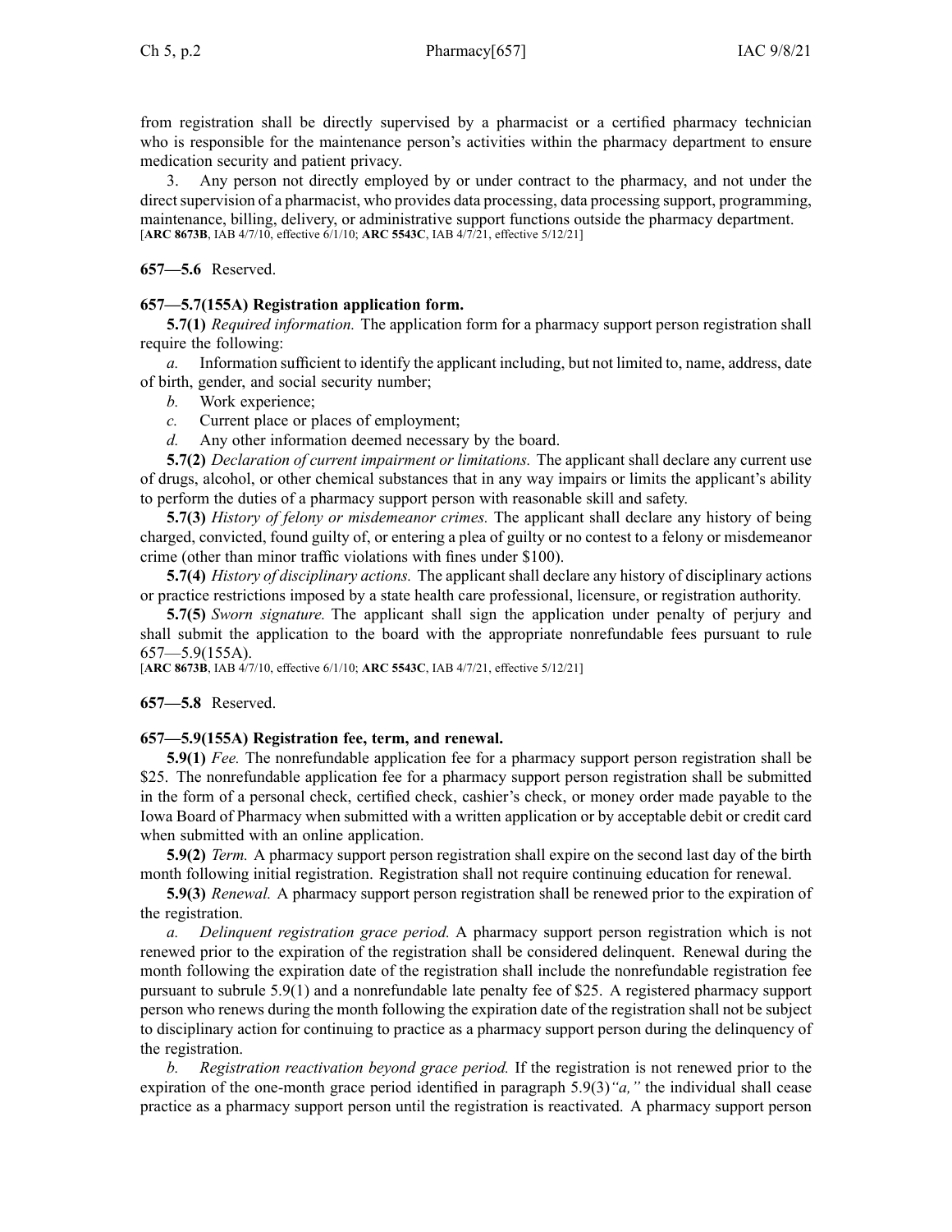from registration shall be directly supervised by a pharmacist or a certified pharmacy technician who is responsible for the maintenance person's activities within the pharmacy department to ensure medication security and patient privacy.

3. Any person not directly employed by or under contract to the pharmacy, and not under the direct supervision of a pharmacist, who provides data processing, data processing support, programming, maintenance, billing, delivery, or administrative support functions outside the pharmacy department.
[**ARC 8673B**, IAB 4/7/10, effective 6/1/10; **ARC 5543C**, IAB 4/7/21, effective 5/12/21]

**657—5.6** Reserved.

**657—5.7(155A) Registration application form.**

**5.7(1)** *Required information.* The application form for a pharmacy support person registration shall require the following:

*a.* Information sufficient to identify the applicant including, but not limited to, name, address, date of birth, gender, and social security number;

*b.* Work experience;

*c.* Current place or places of employment;

*d.* Any other information deemed necessary by the board.

**5.7(2)** *Declaration of current impairment or limitations.* The applicant shall declare any current use of drugs, alcohol, or other chemical substances that in any way impairs or limits the applicant's ability to perform the duties of a pharmacy support person with reasonable skill and safety.

**5.7(3)** *History of felony or misdemeanor crimes.* The applicant shall declare any history of being charged, convicted, found guilty of, or entering a plea of guilty or no contest to a felony or misdemeanor crime (other than minor traffic violations with fines under $100).

**5.7(4)** *History of disciplinary actions.* The applicant shall declare any history of disciplinary actions or practice restrictions imposed by a state health care professional, licensure, or registration authority.

**5.7(5)** *Sworn signature.* The applicant shall sign the application under penalty of perjury and shall submit the application to the board with the appropriate nonrefundable fees pursuant to rule 657—5.9(155A).
[**ARC 8673B**, IAB 4/7/10, effective 6/1/10; **ARC 5543C**, IAB 4/7/21, effective 5/12/21]

**657—5.8** Reserved.

**657—5.9(155A) Registration fee, term, and renewal.**

**5.9(1)** *Fee.* The nonrefundable application fee for a pharmacy support person registration shall be $25. The nonrefundable application fee for a pharmacy support person registration shall be submitted in the form of a personal check, certified check, cashier's check, or money order made payable to the Iowa Board of Pharmacy when submitted with a written application or by acceptable debit or credit card when submitted with an online application.

**5.9(2)** *Term.* A pharmacy support person registration shall expire on the second last day of the birth month following initial registration. Registration shall not require continuing education for renewal.

**5.9(3)** *Renewal.* A pharmacy support person registration shall be renewed prior to the expiration of the registration.

*a. Delinquent registration grace period.* A pharmacy support person registration which is not renewed prior to the expiration date of the registration shall be considered delinquent. Renewal during the month following the expiration date of the registration shall include the nonrefundable registration fee pursuant to subrule 5.9(1) and a nonrefundable late penalty fee of $25. A registered pharmacy support person who renews during the month following the expiration date of the registration shall not be subject to disciplinary action for continuing to practice as a pharmacy support person during the delinquency of the registration.

*b. Registration reactivation beyond grace period.* If the registration is not renewed prior to the expiration of the one-month grace period identified in paragraph 5.9(3)*"a,"* the individual shall cease practice as a pharmacy support person until the registration is reactivated. A pharmacy support person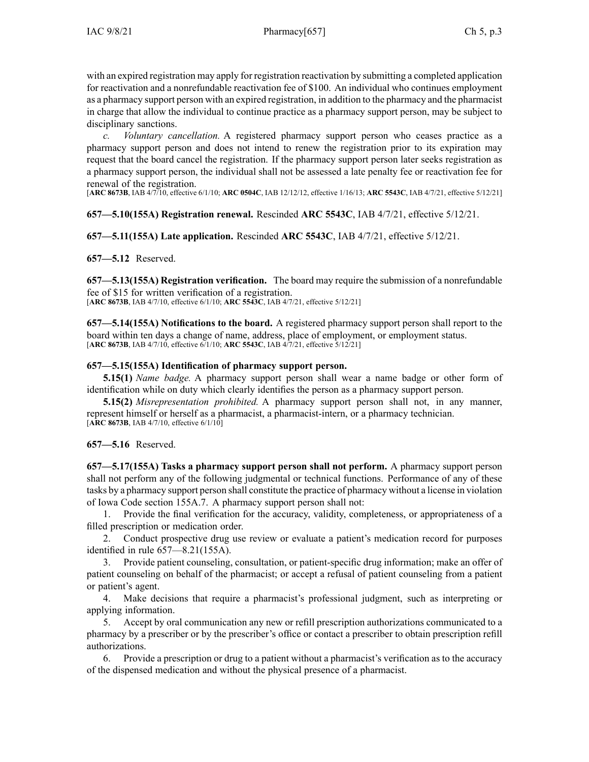with an expired registration may apply for registration reactivation by submitting a completed application for reactivation and a nonrefundable reactivation fee of $100. An individual who continues employment as a pharmacy support person with an expired registration, in addition to the pharmacy and the pharmacist in charge that allow the individual to continue practice as a pharmacy support person, may be subject to disciplinary sanctions.

*c. Voluntary cancellation.* A registered pharmacy support person who ceases practice as a pharmacy support person and does not intend to renew the registration prior to its expiration may request that the board cancel the registration. If the pharmacy support person later seeks registration as a pharmacy support person, the individual shall not be assessed a late penalty fee or reactivation fee for renewal of the registration.
[**ARC 8673B**, IAB 4/7/10, effective 6/1/10; **ARC 0504C**, IAB 12/12/12, effective 1/16/13; **ARC 5543C**, IAB 4/7/21, effective 5/12/21]

**657—5.10(155A) Registration renewal.** Rescinded **ARC 5543C**, IAB 4/7/21, effective 5/12/21.

**657—5.11(155A) Late application.** Rescinded **ARC 5543C**, IAB 4/7/21, effective 5/12/21.

**657—5.12** Reserved.

**657—5.13(155A) Registration verification.** The board may require the submission of a nonrefundable fee of $15 for written verification of a registration.
[**ARC 8673B**, IAB 4/7/10, effective 6/1/10; **ARC 5543C**, IAB 4/7/21, effective 5/12/21]

**657—5.14(155A) Notifications to the board.** A registered pharmacy support person shall report to the board within ten days a change of name, address, place of employment, or employment status.
[**ARC 8673B**, IAB 4/7/10, effective 6/1/10; **ARC 5543C**, IAB 4/7/21, effective 5/12/21]

**657—5.15(155A) Identification of pharmacy support person.**

**5.15(1)** *Name badge.* A pharmacy support person shall wear a name badge or other form of identification while on duty which clearly identifies the person as a pharmacy support person.

**5.15(2)** *Misrepresentation prohibited.* A pharmacy support person shall not, in any manner, represent himself or herself as a pharmacist, a pharmacist-intern, or a pharmacy technician.
[**ARC 8673B**, IAB 4/7/10, effective 6/1/10]

**657—5.16** Reserved.

**657—5.17(155A) Tasks a pharmacy support person shall not perform.** A pharmacy support person shall not perform any of the following judgmental or technical functions. Performance of any of these tasks by a pharmacy support person shall constitute the practice of pharmacy without a license in violation of Iowa Code section 155A.7. A pharmacy support person shall not:

1. Provide the final verification for the accuracy, validity, completeness, or appropriateness of a filled prescription or medication order.
2. Conduct prospective drug use review or evaluate a patient's medication record for purposes identified in rule 657—8.21(155A).
3. Provide patient counseling, consultation, or patient-specific drug information; make an offer of patient counseling on behalf of the pharmacist; or accept a refusal of patient counseling from a patient or patient's agent.
4. Make decisions that require a pharmacist's professional judgment, such as interpreting or applying information.
5. Accept by oral communication any new or refill prescription authorizations communicated to a pharmacy by a prescriber or by the prescriber's office or contact a prescriber to obtain prescription refill authorizations.
6. Provide a prescription or drug to a patient without a pharmacist's verification as to the accuracy of the dispensed medication and without the physical presence of a pharmacist.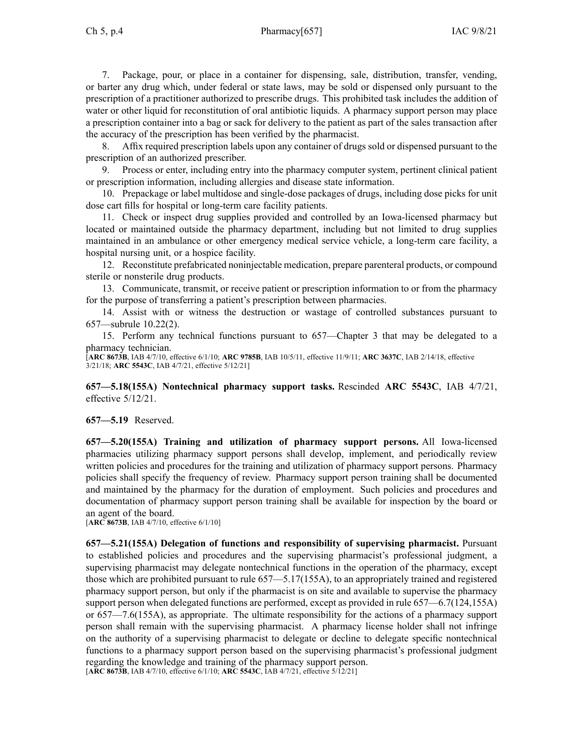7. Package, pour, or place in a container for dispensing, sale, distribution, transfer, vending, or barter any drug which, under federal or state laws, may be sold or dispensed only pursuant to the prescription of a practitioner authorized to prescribe drugs. This prohibited task includes the addition of water or other liquid for reconstitution of oral antibiotic liquids. A pharmacy support person may place a prescription container into a bag or sack for delivery to the patient as part of the sales transaction after the accuracy of the prescription has been verified by the pharmacist.

8. Affix required prescription labels upon any container of drugs sold or dispensed pursuant to the prescription of an authorized prescriber.

9. Process or enter, including entry into the pharmacy computer system, pertinent clinical patient or prescription information, including allergies and disease state information.

10. Prepackage or label multidose and single-dose packages of drugs, including dose picks for unit dose cart fills for hospital or long-term care facility patients.

11. Check or inspect drug supplies provided and controlled by an Iowa-licensed pharmacy but located or maintained outside the pharmacy department, including but not limited to drug supplies maintained in an ambulance or other emergency medical service vehicle, a long-term care facility, a hospital nursing unit, or a hospice facility.

12. Reconstitute prefabricated noninjectable medication, prepare parenteral products, or compound sterile or nonsterile drug products.

13. Communicate, transmit, or receive patient or prescription information to or from the pharmacy for the purpose of transferring a patient's prescription between pharmacies.

14. Assist with or witness the destruction or wastage of controlled substances pursuant to 657—subrule 10.22(2).

15. Perform any technical functions pursuant to 657—Chapter 3 that may be delegated to a pharmacy technician.

[**ARC 8673B**, IAB 4/7/10, effective 6/1/10; **ARC 9785B**, IAB 10/5/11, effective 11/9/11; **ARC 3637C**, IAB 2/14/18, effective 3/21/18; **ARC 5543C**, IAB 4/7/21, effective 5/12/21]

**657—5.18(155A) Nontechnical pharmacy support tasks.** Rescinded **ARC 5543C**, IAB 4/7/21, effective 5/12/21.

**657—5.19** Reserved.

**657—5.20(155A) Training and utilization of pharmacy support persons.** All Iowa-licensed pharmacies utilizing pharmacy support persons shall develop, implement, and periodically review written policies and procedures for the training and utilization of pharmacy support persons. Pharmacy policies shall specify the frequency of review. Pharmacy support person training shall be documented and maintained by the pharmacy for the duration of employment. Such policies and procedures and documentation of pharmacy support person training shall be available for inspection by the board or an agent of the board.

[**ARC 8673B**, IAB 4/7/10, effective 6/1/10]

**657—5.21(155A) Delegation of functions and responsibility of supervising pharmacist.** Pursuant to established policies and procedures and the supervising pharmacist's professional judgment, a supervising pharmacist may delegate nontechnical functions in the operation of the pharmacy, except those which are prohibited pursuant to rule 657—5.17(155A), to an appropriately trained and registered pharmacy support person, but only if the pharmacist is on site and available to supervise the pharmacy support person when delegated functions are performed, except as provided in rule 657—6.7(124,155A) or 657—7.6(155A), as appropriate. The ultimate responsibility for the actions of a pharmacy support person shall remain with the supervising pharmacist. A pharmacy license holder shall not infringe on the authority of a supervising pharmacist to delegate or decline to delegate specific nontechnical functions to a pharmacy support person based on the supervising pharmacist's professional judgment regarding the knowledge and training of the pharmacy support person.

[**ARC 8673B**, IAB 4/7/10, effective 6/1/10; **ARC 5543C**, IAB 4/7/21, effective 5/12/21]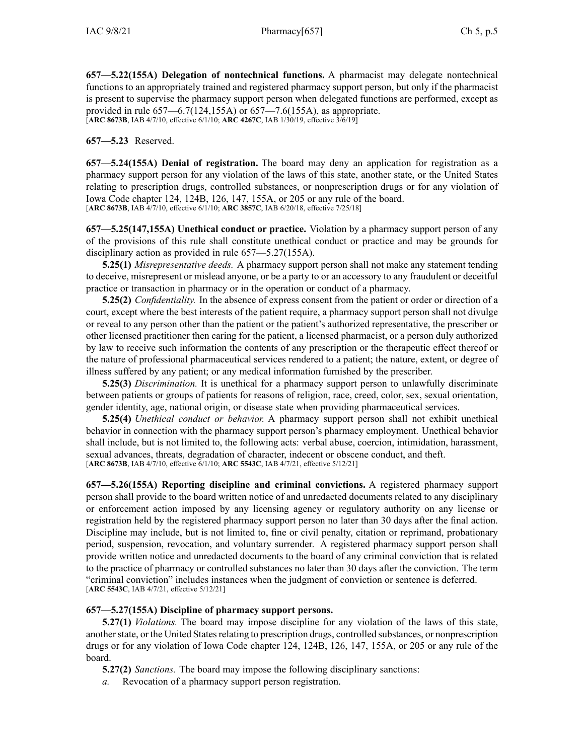**657—5.22(155A) Delegation of nontechnical functions.** A pharmacist may delegate nontechnical functions to an appropriately trained and registered pharmacy support person, but only if the pharmacist is present to supervise the pharmacy support person when delegated functions are performed, except as provided in rule 657—6.7(124,155A) or 657—7.6(155A), as appropriate.
[**ARC 8673B**, IAB 4/7/10, effective 6/1/10; **ARC 4267C**, IAB 1/30/19, effective 3/6/19]

**657—5.23** Reserved.

**657—5.24(155A) Denial of registration.** The board may deny an application for registration as a pharmacy support person for any violation of the laws of this state, another state, or the United States relating to prescription drugs, controlled substances, or nonprescription drugs or for any violation of Iowa Code chapter 124, 124B, 126, 147, 155A, or 205 or any rule of the board.
[**ARC 8673B**, IAB 4/7/10, effective 6/1/10; **ARC 3857C**, IAB 6/20/18, effective 7/25/18]

**657—5.25(147,155A) Unethical conduct or practice.** Violation by a pharmacy support person of any of the provisions of this rule shall constitute unethical conduct or practice and may be grounds for disciplinary action as provided in rule 657—5.27(155A).

**5.25(1)** *Misrepresentative deeds.* A pharmacy support person shall not make any statement tending to deceive, misrepresent or mislead anyone, or be a party to or an accessory to any fraudulent or deceitful practice or transaction in pharmacy or in the operation or conduct of a pharmacy.

**5.25(2)** *Confidentiality.* In the absence of express consent from the patient or order or direction of a court, except where the best interests of the patient require, a pharmacy support person shall not divulge or reveal to any person other than the patient or the patient's authorized representative, the prescriber or other licensed practitioner then caring for the patient, a licensed pharmacist, or a person duly authorized by law to receive such information the contents of any prescription or the therapeutic effect thereof or the nature of professional pharmaceutical services rendered to a patient; the nature, extent, or degree of illness suffered by any patient; or any medical information furnished by the prescriber.

**5.25(3)** *Discrimination.* It is unethical for a pharmacy support person to unlawfully discriminate between patients or groups of patients for reasons of religion, race, creed, color, sex, sexual orientation, gender identity, age, national origin, or disease state when providing pharmaceutical services.

**5.25(4)** *Unethical conduct or behavior.* A pharmacy support person shall not exhibit unethical behavior in connection with the pharmacy support person's pharmacy employment. Unethical behavior shall include, but is not limited to, the following acts: verbal abuse, coercion, intimidation, harassment, sexual advances, threats, degradation of character, indecent or obscene conduct, and theft.
[**ARC 8673B**, IAB 4/7/10, effective 6/1/10; **ARC 5543C**, IAB 4/7/21, effective 5/12/21]

**657—5.26(155A) Reporting discipline and criminal convictions.** A registered pharmacy support person shall provide to the board written notice of and unredacted documents related to any disciplinary or enforcement action imposed by any licensing agency or regulatory authority on any license or registration held by the registered pharmacy support person no later than 30 days after the final action. Discipline may include, but is not limited to, fine or civil penalty, citation or reprimand, probationary period, suspension, revocation, and voluntary surrender. A registered pharmacy support person shall provide written notice and unredacted documents to the board of any criminal conviction that is related to the practice of pharmacy or controlled substances no later than 30 days after the conviction. The term "criminal conviction" includes instances when the judgment of conviction or sentence is deferred.
[**ARC 5543C**, IAB 4/7/21, effective 5/12/21]

**657—5.27(155A) Discipline of pharmacy support persons.**

**5.27(1)** *Violations.* The board may impose discipline for any violation of the laws of this state, another state, or the United States relating to prescription drugs, controlled substances, or nonprescription drugs or for any violation of Iowa Code chapter 124, 124B, 126, 147, 155A, or 205 or any rule of the board.

**5.27(2)** *Sanctions.* The board may impose the following disciplinary sanctions:

*a.* Revocation of a pharmacy support person registration.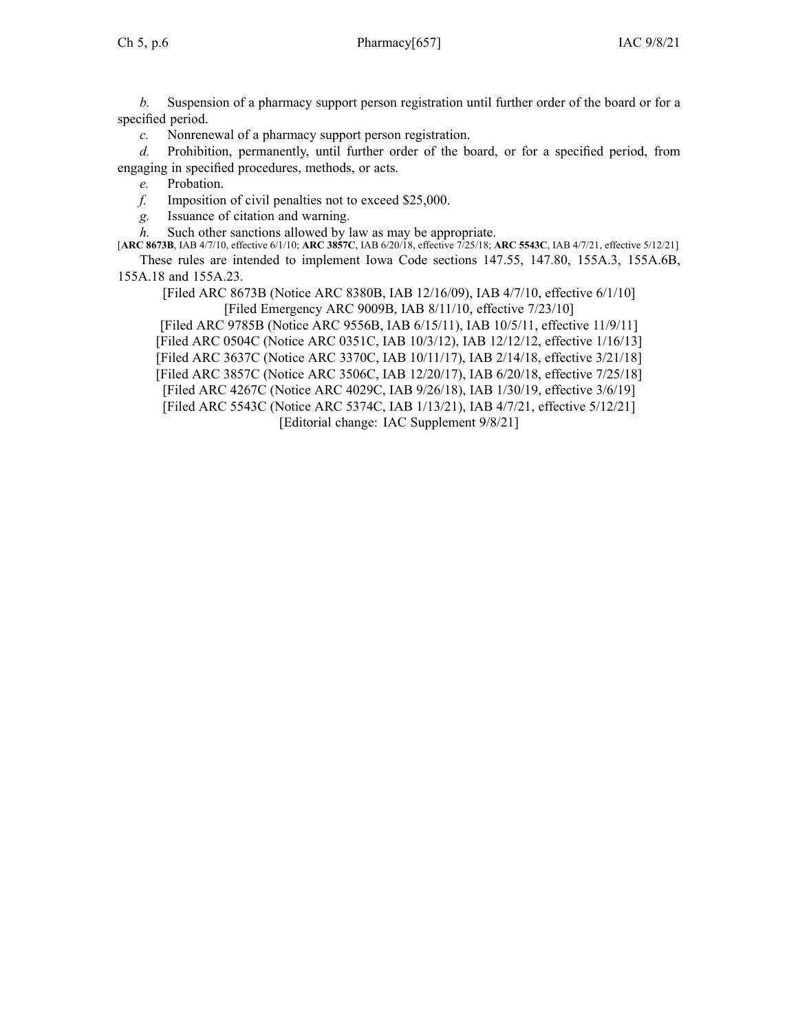*b.* Suspension of a pharmacy support person registration until further order of the board or for a specified period.

*c.* Nonrenewal of a pharmacy support person registration.

*d.* Prohibition, permanently, until further order of the board, or for a specified period, from engaging in specified procedures, methods, or acts.

*e.* Probation.

*f.* Imposition of civil penalties not to exceed $25,000.

*g.* Issuance of citation and warning.

*h.* Such other sanctions allowed by law as may be appropriate.

[**ARC 8673B**, IAB 4/7/10, effective 6/1/10; **ARC 3857C**, IAB 6/20/18, effective 7/25/18; **ARC 5543C**, IAB 4/7/21, effective 5/12/21]

These rules are intended to implement Iowa Code sections 147.55, 147.80, 155A.3, 155A.6B, 155A.18 and 155A.23.

[Filed ARC 8673B (Notice ARC 8380B, IAB 12/16/09), IAB 4/7/10, effective 6/1/10]
[Filed Emergency ARC 9009B, IAB 8/11/10, effective 7/23/10]
[Filed ARC 9785B (Notice ARC 9556B, IAB 6/15/11), IAB 10/5/11, effective 11/9/11]
[Filed ARC 0504C (Notice ARC 0351C, IAB 10/3/12), IAB 12/12/12, effective 1/16/13]
[Filed ARC 3637C (Notice ARC 3370C, IAB 10/11/17), IAB 2/14/18, effective 3/21/18]
[Filed ARC 3857C (Notice ARC 3506C, IAB 12/20/17), IAB 6/20/18, effective 7/25/18]
[Filed ARC 4267C (Notice ARC 4029C, IAB 9/26/18), IAB 1/30/19, effective 3/6/19]
[Filed ARC 5543C (Notice ARC 5374C, IAB 1/13/21), IAB 4/7/21, effective 5/12/21]
[Editorial change: IAC Supplement 9/8/21]